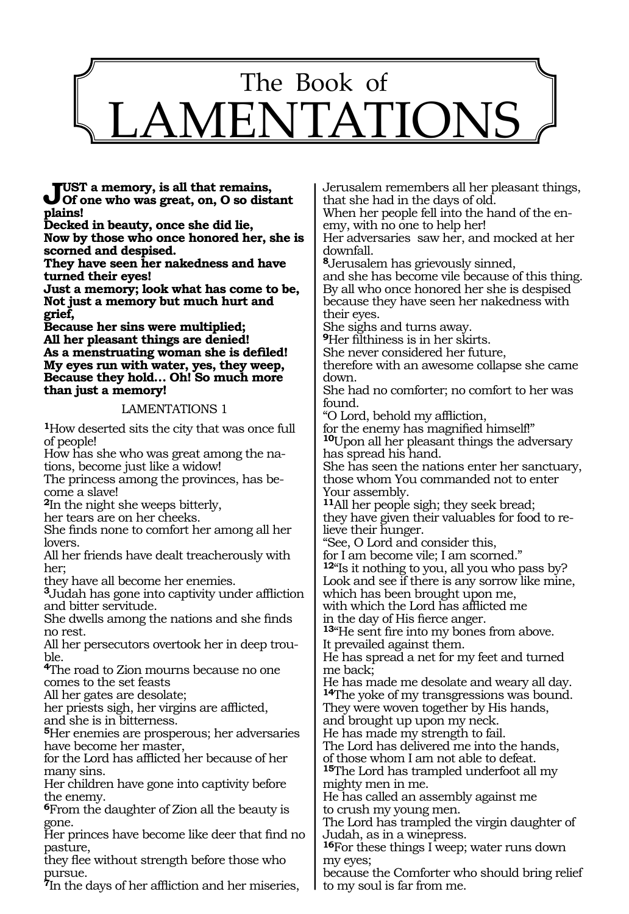# The Book of LAMENTATIONS

**JUST a memory, is all that remains,**
**Of one who was great, on, O so distant plains!**
**Decked in beauty, once she did lie,**
**Now by those who once honored her, she is scorned and despised.**
**They have seen her nakedness and have turned their eyes!**
**Just a memory; look what has come to be,**
**Not just a memory but much hurt and grief,**
**Because her sins were multiplied;**
**All her pleasant things are denied!**
**As a menstruating woman she is defiled!**
**My eyes run with water, yes, they weep,**
**Because they hold… Oh! So much more than just a memory!**

## LAMENTATIONS 1

**1**How deserted sits the city that was once full of people!
How has she who was great among the nations, become just like a widow!
The princess among the provinces, has become a slave!
**2**In the night she weeps bitterly,
her tears are on her cheeks.
She finds none to comfort her among all her lovers.
All her friends have dealt treacherously with her;
they have all become her enemies.
**3**Judah has gone into captivity under affliction and bitter servitude.
She dwells among the nations and she finds no rest.
All her persecutors overtook her in deep trouble.
**4**The road to Zion mourns because no one comes to the set feasts
All her gates are desolate;
her priests sigh, her virgins are afflicted,
and she is in bitterness.
**5**Her enemies are prosperous; her adversaries have become her master,
for the Lord has afflicted her because of her many sins.
Her children have gone into captivity before the enemy.
**6**From the daughter of Zion all the beauty is gone.
Her princes have become like deer that find no pasture,
they flee without strength before those who pursue.
**7**In the days of her affliction and her miseries,
Jerusalem remembers all her pleasant things,
that she had in the days of old.
When her people fell into the hand of the enemy, with no one to help her!
Her adversaries saw her, and mocked at her downfall.
**8**Jerusalem has grievously sinned,
and she has become vile because of this thing.
By all who once honored her she is despised because they have seen her nakedness with their eyes.
She sighs and turns away.
**9**Her filthiness is in her skirts.
She never considered her future,
therefore with an awesome collapse she came down.
She had no comforter; no comfort to her was found.
"O Lord, behold my affliction,
for the enemy has magnified himself!"
**10**Upon all her pleasant things the adversary has spread his hand.
She has seen the nations enter her sanctuary,
those whom You commanded not to enter Your assembly.
**11**All her people sigh; they seek bread;
they have given their valuables for food to relieve their hunger.
"See, O Lord and consider this,
for I am become vile; I am scorned."
**12**"Is it nothing to you, all you who pass by?
Look and see if there is any sorrow like mine,
which has been brought upon me,
with which the Lord has afflicted me
in the day of His fierce anger.
**13**"He sent fire into my bones from above.
It prevailed against them.
He has spread a net for my feet and turned me back;
He has made me desolate and weary all day.
**14**The yoke of my transgressions was bound.
They were woven together by His hands,
and brought up upon my neck.
He has made my strength to fail.
The Lord has delivered me into the hands,
of those whom I am not able to defeat.
**15**The Lord has trampled underfoot all my mighty men in me.
He has called an assembly against me
to crush my young men.
The Lord has trampled the virgin daughter of Judah, as in a winepress.
**16**For these things I weep; water runs down my eyes;
because the Comforter who should bring relief to my soul is far from me.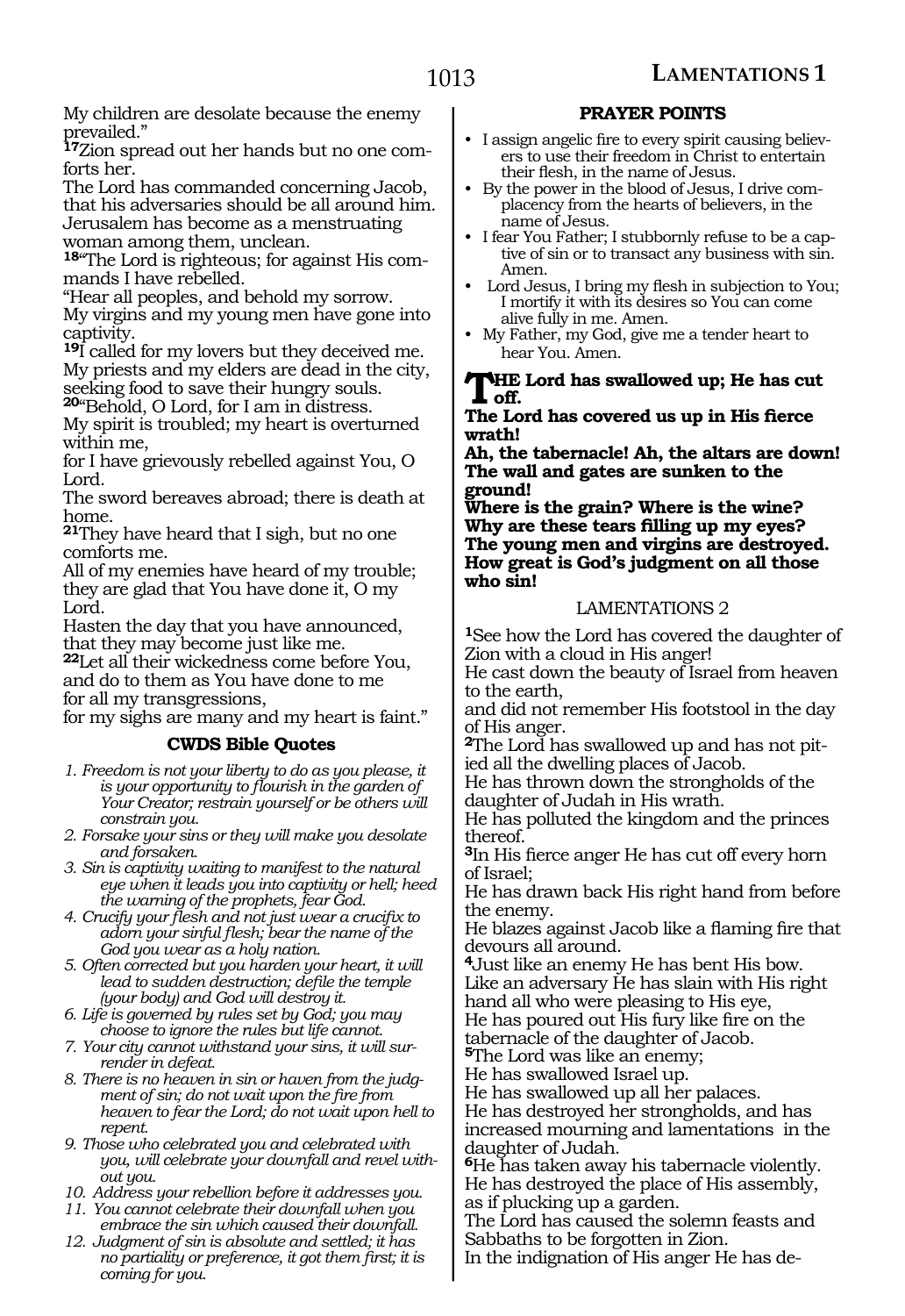My children are desolate because the enemy prevailed."

[17]Zion spread out her hands but no one comforts her.
The Lord has commanded concerning Jacob, that his adversaries should be all around him.
Jerusalem has become as a menstruating woman among them, unclean.

[18]"The Lord is righteous; for against His commands I have rebelled.
"Hear all peoples, and behold my sorrow.
My virgins and my young men have gone into captivity.

[19]I called for my lovers but they deceived me.
My priests and my elders are dead in the city, seeking food to save their hungry souls.

[20]"Behold, O Lord, for I am in distress.
My spirit is troubled; my heart is overturned within me,
for I have grievously rebelled against You, O Lord.
The sword bereaves abroad; there is death at home.

[21]They have heard that I sigh, but no one comforts me.
All of my enemies have heard of my trouble; they are glad that You have done it, O my Lord.
Hasten the day that you have announced, that they may become just like me.

[22]Let all their wickedness come before You, and do to them as You have done to me
for all my transgressions,
for my sighs are many and my heart is faint."

### CWDS Bible Quotes

1. *Freedom is not your liberty to do as you please, it is your opportunity to flourish in the garden of Your Creator; restrain yourself or be others will constrain you.*
2. *Forsake your sins or they will make you desolate and forsaken.*
3. *Sin is captivity waiting to manifest to the natural eye when it leads you into captivity or hell; heed the warning of the prophets, fear God.*
4. *Crucify your flesh and not just wear a crucifix to adorn your sinful flesh; bear the name of the God you wear as a holy nation.*
5. *Often corrected but you harden your heart, it will lead to sudden destruction; defile the temple (your body) and God will destroy it.*
6. *Life is governed by rules set by God; you may choose to ignore the rules but life cannot.*
7. *Your city cannot withstand your sins, it will surrender in defeat.*
8. *There is no heaven in sin or haven from the judgment of sin; do not wait upon the fire from heaven to fear the Lord; do not wait upon hell to repent.*
9. *Those who celebrated you and celebrated with you, will celebrate your downfall and revel without you.*
10. *Address your rebellion before it addresses you.*
11. *You cannot celebrate their downfall when you embrace the sin which caused their downfall.*
12. *Judgment of sin is absolute and settled; it has no partiality or preference, it got them first; it is coming for you.*

### PRAYER POINTS

- I assign angelic fire to every spirit causing believers to use their freedom in Christ to entertain their flesh, in the name of Jesus.
- By the power in the blood of Jesus, I drive complacency from the hearts of believers, in the name of Jesus.
- I fear You Father; I stubbornly refuse to be a captive of sin or to transact any business with sin. Amen.
- Lord Jesus, I bring my flesh in subjection to You; I mortify it with its desires so You can come alive fully in me. Amen.
- My Father, my God, give me a tender heart to hear You. Amen.

**THE Lord has swallowed up; He has cut off.**
**The Lord has covered us up in His fierce wrath!**
**Ah, the tabernacle! Ah, the altars are down!**
**The wall and gates are sunken to the ground!**
**Where is the grain? Where is the wine?**
**Why are these tears filling up my eyes?**
**The young men and virgins are destroyed.**
**How great is God's judgment on all those who sin!**

## LAMENTATIONS 2

[1]See how the Lord has covered the daughter of Zion with a cloud in His anger!
He cast down the beauty of Israel from heaven to the earth,
and did not remember His footstool in the day of His anger.

[2]The Lord has swallowed up and has not pitied all the dwelling places of Jacob.
He has thrown down the strongholds of the daughter of Judah in His wrath.
He has polluted the kingdom and the princes thereof.

[3]In His fierce anger He has cut off every horn of Israel;
He has drawn back His right hand from before the enemy.
He blazes against Jacob like a flaming fire that devours all around.

[4]Just like an enemy He has bent His bow.
Like an adversary He has slain with His right hand all who were pleasing to His eye,
He has poured out His fury like fire on the tabernacle of the daughter of Jacob.

[5]The Lord was like an enemy;
He has swallowed Israel up.
He has swallowed up all her palaces.
He has destroyed her strongholds, and has increased mourning and lamentations in the daughter of Judah.

[6]He has taken away his tabernacle violently.
He has destroyed the place of His assembly, as if plucking up a garden.
The Lord has caused the solemn feasts and Sabbaths to be forgotten in Zion.
In the indignation of His anger He has de-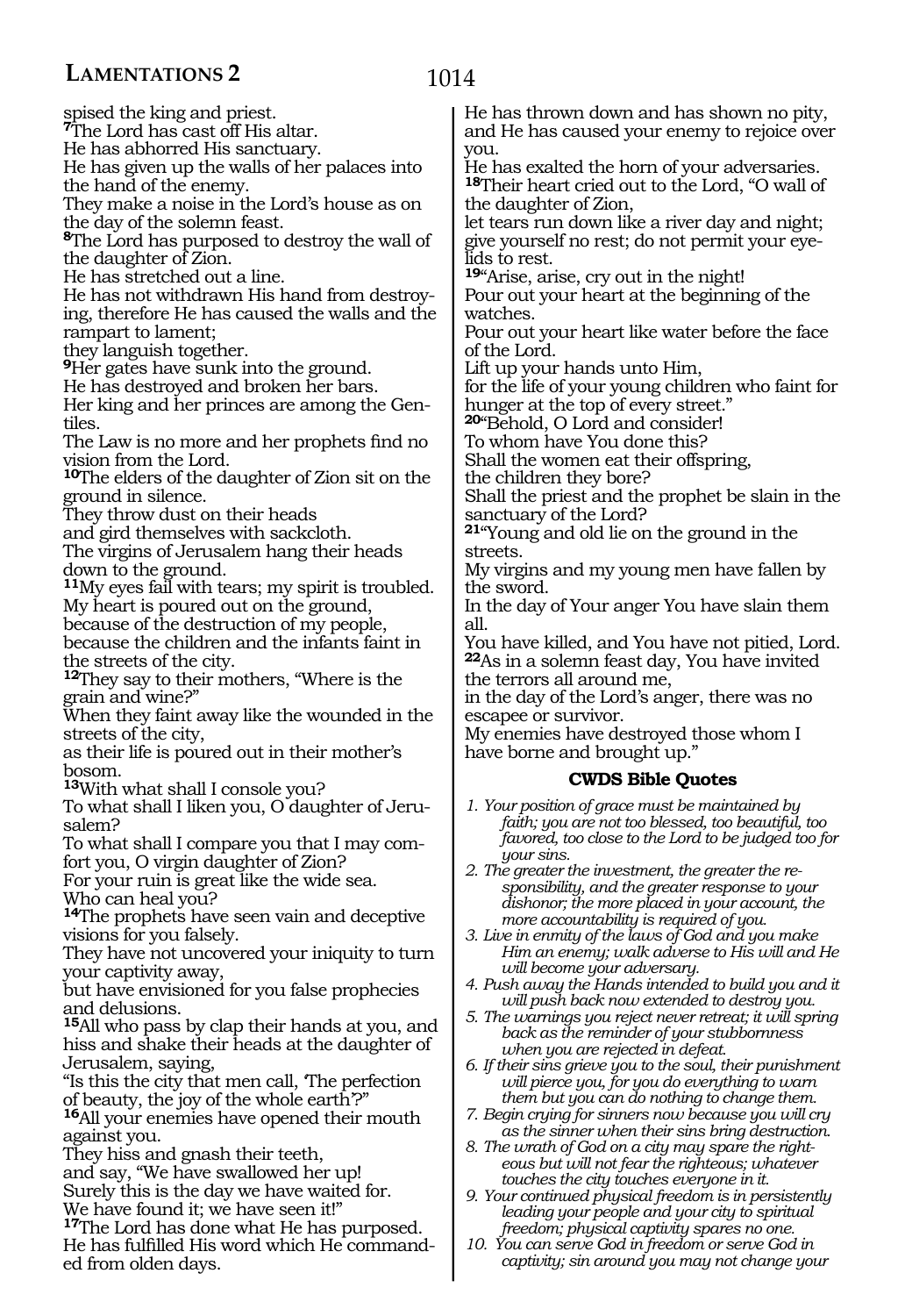spised the king and priest.

**7**The Lord has cast off His altar.
He has abhorred His sanctuary.
He has given up the walls of her palaces into the hand of the enemy.
They make a noise in the Lord's house as on the day of the solemn feast.

**8**The Lord has purposed to destroy the wall of the daughter of Zion.
He has stretched out a line.
He has not withdrawn His hand from destroying, therefore He has caused the walls and the rampart to lament;
they languish together.

**9**Her gates have sunk into the ground.
He has destroyed and broken her bars.
Her king and her princes are among the Gentiles.
The Law is no more and her prophets find no vision from the Lord.

**10**The elders of the daughter of Zion sit on the ground in silence.
They throw dust on their heads
and gird themselves with sackcloth.
The virgins of Jerusalem hang their heads down to the ground.

**11**My eyes fail with tears; my spirit is troubled.
My heart is poured out on the ground,
because of the destruction of my people,
because the children and the infants faint in the streets of the city.

**12**They say to their mothers, "Where is the grain and wine?"
When they faint away like the wounded in the streets of the city,
as their life is poured out in their mother's bosom.

**13**With what shall I console you?
To what shall I liken you, O daughter of Jerusalem?
To what shall I compare you that I may comfort you, O virgin daughter of Zion?
For your ruin is great like the wide sea.
Who can heal you?

**14**The prophets have seen vain and deceptive visions for you falsely.
They have not uncovered your iniquity to turn your captivity away,
but have envisioned for you false prophecies and delusions.

**15**All who pass by clap their hands at you, and hiss and shake their heads at the daughter of Jerusalem, saying,
"Is this the city that men call, 'The perfection of beauty, the joy of the whole earth'?"

**16**All your enemies have opened their mouth against you.
They hiss and gnash their teeth,
and say, "We have swallowed her up!
Surely this is the day we have waited for.
We have found it; we have seen it!"

**17**The Lord has done what He has purposed.
He has fulfilled His word which He commanded from olden days.
He has thrown down and has shown no pity,
and He has caused your enemy to rejoice over you.
He has exalted the horn of your adversaries.

**18**Their heart cried out to the Lord, "O wall of the daughter of Zion,
let tears run down like a river day and night;
give yourself no rest; do not permit your eyelids to rest.

**19**"Arise, arise, cry out in the night!
Pour out your heart at the beginning of the watches.
Pour out your heart like water before the face of the Lord.
Lift up your hands unto Him,
for the life of your young children who faint for hunger at the top of every street."

**20**"Behold, O Lord and consider!
To whom have You done this?
Shall the women eat their offspring,
the children they bore?
Shall the priest and the prophet be slain in the sanctuary of the Lord?

**21**"Young and old lie on the ground in the streets.
My virgins and my young men have fallen by the sword.
In the day of Your anger You have slain them all.
You have killed, and You have not pitied, Lord.

**22**As in a solemn feast day, You have invited the terrors all around me,
in the day of the Lord's anger, there was no escapee or survivor.
My enemies have destroyed those whom I have borne and brought up."

### CWDS Bible Quotes

1. *Your position of grace must be maintained by faith; you are not too blessed, too beautiful, too favored, too close to the Lord to be judged too for your sins.*
2. *The greater the investment, the greater the responsibility, and the greater response to your dishonor; the more placed in your account, the more accountability is required of you.*
3. *Live in enmity of the laws of God and you make Him an enemy; walk adverse to His will and He will become your adversary.*
4. *Push away the Hands intended to build you and it will push back now extended to destroy you.*
5. *The warnings you reject never retreat; it will spring back as the reminder of your stubbornness when you are rejected in defeat.*
6. *If their sins grieve you to the soul, their punishment will pierce you, for you do everything to warn them but you can do nothing to change them.*
7. *Begin crying for sinners now because you will cry as the sinner when their sins bring destruction.*
8. *The wrath of God on a city may spare the righteous but will not fear the righteous; whatever touches the city touches everyone in it.*
9. *Your continued physical freedom is in persistently leading your people and your city to spiritual freedom; physical captivity spares no one.*
10. *You can serve God in freedom or serve God in captivity; sin around you may not change your*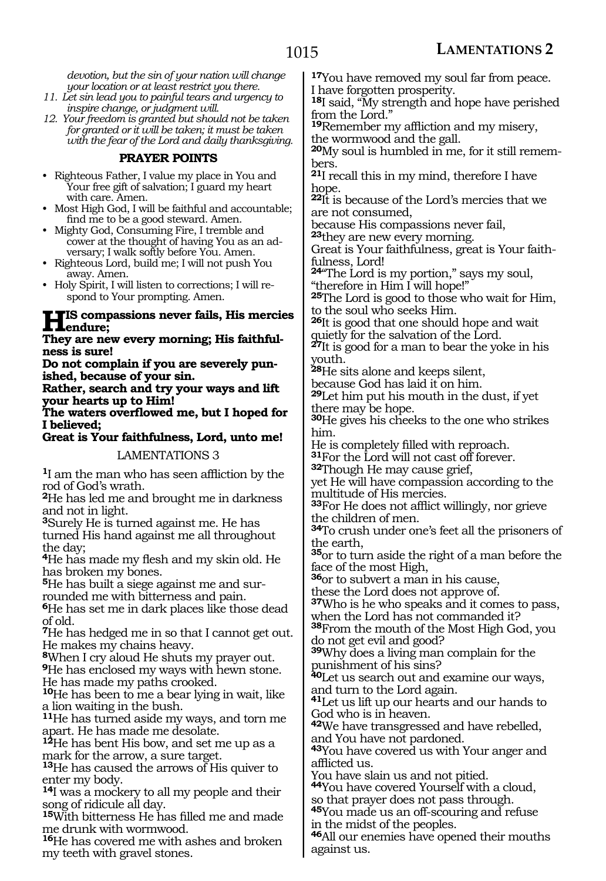*devotion, but the sin of your nation will change your location or at least restrict you there.*

11. *Let sin lead you to painful tears and urgency to inspire change, or judgment will.*
12. *Your freedom is granted but should not be taken for granted or it will be taken; it must be taken with the fear of the Lord and daily thanksgiving.*

**PRAYER POINTS**

- Righteous Father, I value my place in You and Your free gift of salvation; I guard my heart with care. Amen.
- Most High God, I will be faithful and accountable; find me to be a good steward. Amen.
- Mighty God, Consuming Fire, I tremble and cower at the thought of having You as an adversary; I walk softly before You. Amen.
- Righteous Lord, build me; I will not push You away. Amen.
- Holy Spirit, I will listen to corrections; I will respond to Your prompting. Amen.

**HIS compassions never fails, His mercies endure;**
**They are new every morning; His faithfulness is sure!**
**Do not complain if you are severely punished, because of your sin.**
**Rather, search and try your ways and lift your hearts up to Him!**
**The waters overflowed me, but I hoped for I believed;**
**Great is Your faithfulness, Lord, unto me!**

LAMENTATIONS 3

**1**I am the man who has seen affliction by the rod of God's wrath.
**2**He has led me and brought me in darkness and not in light.
**3**Surely He is turned against me. He has turned His hand against me all throughout the day;
**4**He has made my flesh and my skin old. He has broken my bones.
**5**He has built a siege against me and surrounded me with bitterness and pain.
**6**He has set me in dark places like those dead of old.
**7**He has hedged me in so that I cannot get out. He makes my chains heavy.
**8**When I cry aloud He shuts my prayer out.
**9**He has enclosed my ways with hewn stone. He has made my paths crooked.
**10**He has been to me a bear lying in wait, like a lion waiting in the bush.
**11**He has turned aside my ways, and torn me apart. He has made me desolate.
**12**He has bent His bow, and set me up as a mark for the arrow, a sure target.
**13**He has caused the arrows of His quiver to enter my body.
**14**I was a mockery to all my people and their song of ridicule all day.
**15**With bitterness He has filled me and made me drunk with wormwood.
**16**He has covered me with ashes and broken my teeth with gravel stones.
**17**You have removed my soul far from peace.
I have forgotten prosperity.
**18**I said, "My strength and hope have perished from the Lord."
**19**Remember my affliction and my misery,
the wormwood and the gall.
**20**My soul is humbled in me, for it still remembers.
**21**I recall this in my mind, therefore I have hope.
**22**It is because of the Lord's mercies that we are not consumed,
because His compassions never fail,
**23**they are new every morning.
Great is Your faithfulness, great is Your faithfulness, Lord!
**24**"The Lord is my portion," says my soul,
"therefore in Him I will hope!"
**25**The Lord is good to those who wait for Him,
to the soul who seeks Him.
**26**It is good that one should hope and wait quietly for the salvation of the Lord.
**27**It is good for a man to bear the yoke in his youth.
**28**He sits alone and keeps silent,
because God has laid it on him.
**29**Let him put his mouth in the dust, if yet there may be hope.
**30**He gives his cheeks to the one who strikes him.
He is completely filled with reproach.
**31**For the Lord will not cast off forever.
**32**Though He may cause grief,
yet He will have compassion according to the multitude of His mercies.
**33**For He does not afflict willingly, nor grieve the children of men.
**34**To crush under one's feet all the prisoners of the earth,
**35**or to turn aside the right of a man before the face of the most High,
**36**or to subvert a man in his cause,
these the Lord does not approve of.
**37**Who is he who speaks and it comes to pass,
when the Lord has not commanded it?
**38**From the mouth of the Most High God, you do not get evil and good?
**39**Why does a living man complain for the punishment of his sins?
**40**Let us search out and examine our ways,
and turn to the Lord again.
**41**Let us lift up our hearts and our hands to God who is in heaven.
**42**We have transgressed and have rebelled,
and You have not pardoned.
**43**You have covered us with Your anger and afflicted us.
You have slain us and not pitied.
**44**You have covered Yourself with a cloud,
so that prayer does not pass through.
**45**You made us an off-scouring and refuse
in the midst of the peoples.
**46**All our enemies have opened their mouths against us.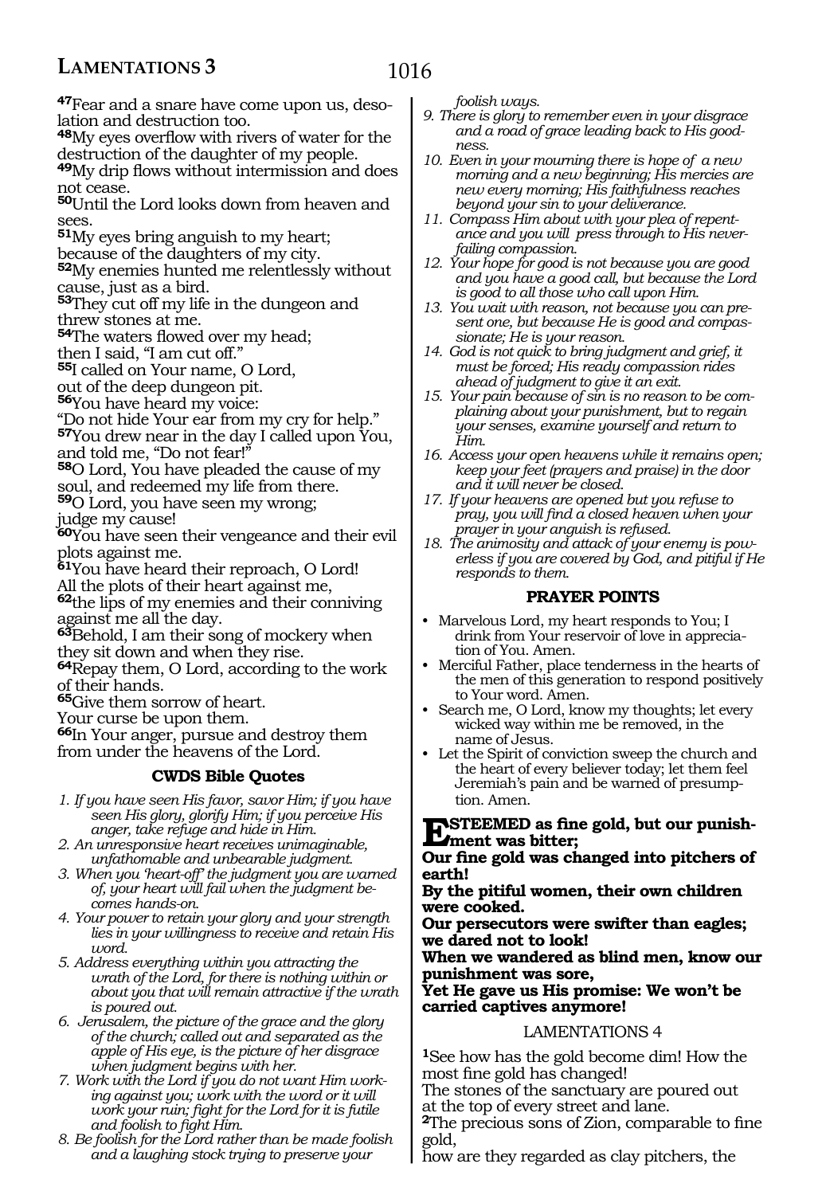[47]Fear and a snare have come upon us, desolation and destruction too.
[48]My eyes overflow with rivers of water for the destruction of the daughter of my people.
[49]My drip flows without intermission and does not cease.
[50]Until the Lord looks down from heaven and sees.
[51]My eyes bring anguish to my heart; because of the daughters of my city.
[52]My enemies hunted me relentlessly without cause, just as a bird.
[53]They cut off my life in the dungeon and threw stones at me.
[54]The waters flowed over my head; then I said, "I am cut off."
[55]I called on Your name, O Lord, out of the deep dungeon pit.
[56]You have heard my voice: "Do not hide Your ear from my cry for help."
[57]You drew near in the day I called upon You, and told me, "Do not fear!"
[58]O Lord, You have pleaded the cause of my soul, and redeemed my life from there.
[59]O Lord, you have seen my wrong; judge my cause!
[60]You have seen their vengeance and their evil plots against me.
[61]You have heard their reproach, O Lord! All the plots of their heart against me,
[62]the lips of my enemies and their conniving against me all the day.
[63]Behold, I am their song of mockery when they sit down and when they rise.
[64]Repay them, O Lord, according to the work of their hands.
[65]Give them sorrow of heart. Your curse be upon them.
[66]In Your anger, pursue and destroy them from under the heavens of the Lord.

### CWDS Bible Quotes

1. *If you have seen His favor, savor Him; if you have seen His glory, glorify Him; if you perceive His anger, take refuge and hide in Him.*
2. *An unresponsive heart receives unimaginable, unfathomable and unbearable judgment.*
3. *When you 'heart-off' the judgment you are warned of, your heart will fail when the judgment becomes hands-on.*
4. *Your power to retain your glory and your strength lies in your willingness to receive and retain His word.*
5. *Address everything within you attracting the wrath of the Lord, for there is nothing within or about you that will remain attractive if the wrath is poured out.*
6. *Jerusalem, the picture of the grace and the glory of the church; called out and separated as the apple of His eye, is the picture of her disgrace when judgment begins with her.*
7. *Work with the Lord if you do not want Him working against you; work with the word or it will work your ruin; fight for the Lord for it is futile and foolish to fight Him.*
8. *Be foolish for the Lord rather than be made foolish and a laughing stock trying to preserve your foolish ways.*
9. *There is glory to remember even in your disgrace and a road of grace leading back to His goodness.*
10. *Even in your mourning there is hope of a new morning and a new beginning; His mercies are new every morning; His faithfulness reaches beyond your sin to your deliverance.*
11. *Compass Him about with your plea of repentance and you will press through to His never-failing compassion.*
12. *Your hope for good is not because you are good and you have a good call, but because the Lord is good to all those who call upon Him.*
13. *You wait with reason, not because you can present one, but because He is good and compassionate; He is your reason.*
14. *God is not quick to bring judgment and grief, it must be forced; His ready compassion rides ahead of judgment to give it an exit.*
15. *Your pain because of sin is no reason to be complaining about your punishment, but to regain your senses, examine yourself and return to Him.*
16. *Access your open heavens while it remains open; keep your feet (prayers and praise) in the door and it will never be closed.*
17. *If your heavens are opened but you refuse to pray, you will find a closed heaven when your prayer in your anguish is refused.*
18. *The animosity and attack of your enemy is powerless if you are covered by God, and pitiful if He responds to them.*

### PRAYER POINTS

- Marvelous Lord, my heart responds to You; I drink from Your reservoir of love in appreciation of You. Amen.
- Merciful Father, place tenderness in the hearts of the men of this generation to respond positively to Your word. Amen.
- Search me, O Lord, know my thoughts; let every wicked way within me be removed, in the name of Jesus.
- Let the Spirit of conviction sweep the church and the heart of every believer today; let them feel Jeremiah's pain and be warned of presumption. Amen.

**ESTEEMED as fine gold, but our punishment was bitter;**
**Our fine gold was changed into pitchers of earth!**
**By the pitiful women, their own children were cooked.**
**Our persecutors were swifter than eagles; we dared not to look!**
**When we wandered as blind men, know our punishment was sore,**
**Yet He gave us His promise: We won't be carried captives anymore!**

## LAMENTATIONS 4

[1]See how has the gold become dim! How the most fine gold has changed! The stones of the sanctuary are poured out at the top of every street and lane.
[2]The precious sons of Zion, comparable to fine gold, how are they regarded as clay pitchers, the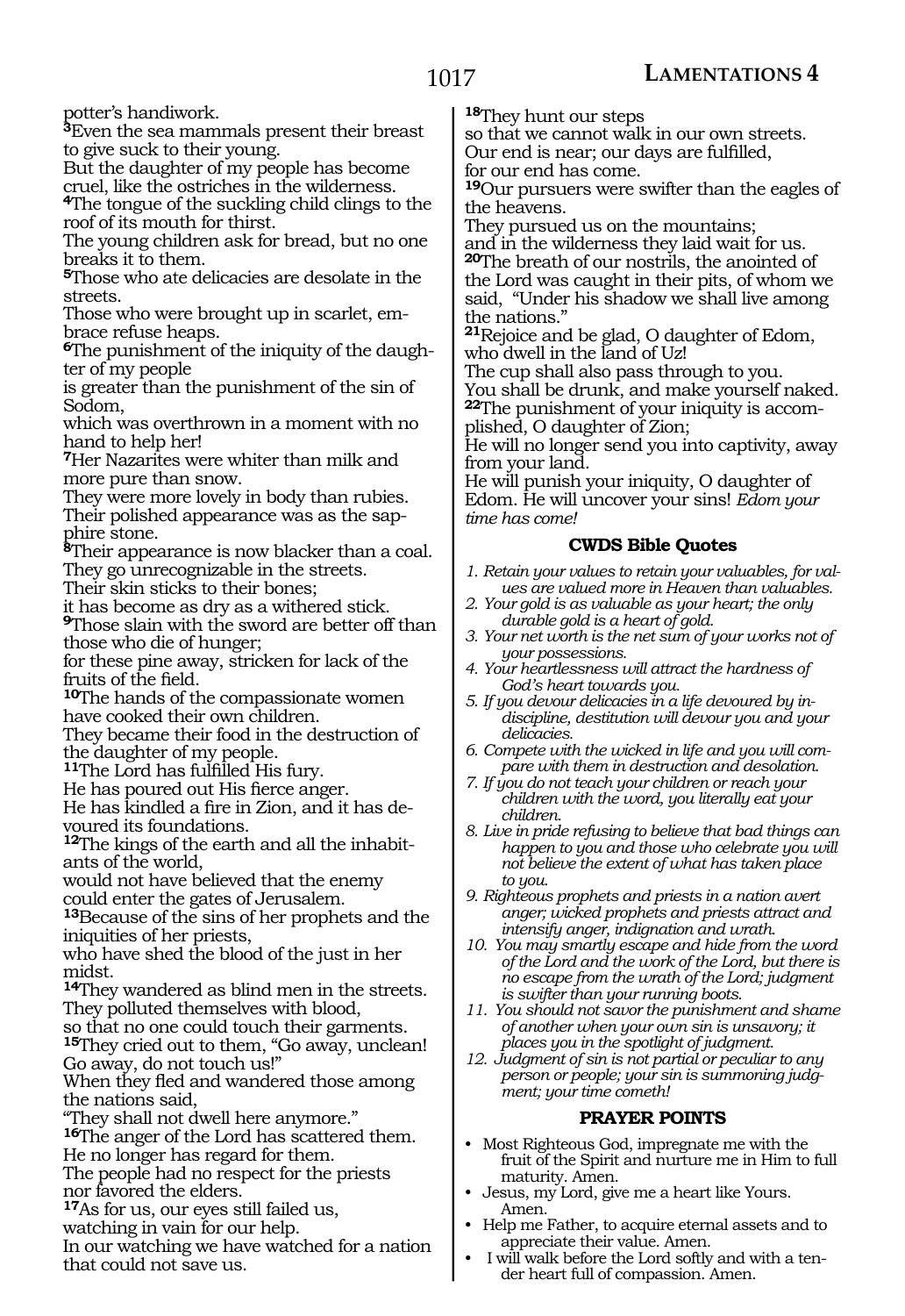potter's handiwork.

**3**Even the sea mammals present their breast to give suck to their young.
But the daughter of my people has become cruel, like the ostriches in the wilderness.
**4**The tongue of the suckling child clings to the roof of its mouth for thirst.
The young children ask for bread, but no one breaks it to them.
**5**Those who ate delicacies are desolate in the streets.
Those who were brought up in scarlet, embrace refuse heaps.
**6**The punishment of the iniquity of the daughter of my people
is greater than the punishment of the sin of Sodom,
which was overthrown in a moment with no hand to help her!
**7**Her Nazarites were whiter than milk and more pure than snow.
They were more lovely in body than rubies.
Their polished appearance was as the sapphire stone.
**8**Their appearance is now blacker than a coal.
They go unrecognizable in the streets.
Their skin sticks to their bones;
it has become as dry as a withered stick.
**9**Those slain with the sword are better off than those who die of hunger;
for these pine away, stricken for lack of the fruits of the field.
**10**The hands of the compassionate women have cooked their own children.
They became their food in the destruction of the daughter of my people.
**11**The Lord has fulfilled His fury.
He has poured out His fierce anger.
He has kindled a fire in Zion, and it has devoured its foundations.
**12**The kings of the earth and all the inhabitants of the world,
would not have believed that the enemy could enter the gates of Jerusalem.
**13**Because of the sins of her prophets and the iniquities of her priests,
who have shed the blood of the just in her midst.
**14**They wandered as blind men in the streets.
They polluted themselves with blood,
so that no one could touch their garments.
**15**They cried out to them, "Go away, unclean! Go away, do not touch us!"
When they fled and wandered those among the nations said,
"They shall not dwell here anymore."
**16**The anger of the Lord has scattered them.
He no longer has regard for them.
The people had no respect for the priests nor favored the elders.
**17**As for us, our eyes still failed us,
watching in vain for our help.
In our watching we have watched for a nation that could not save us.
**18**They hunt our steps
so that we cannot walk in our own streets.
Our end is near; our days are fulfilled,
for our end has come.
**19**Our pursuers were swifter than the eagles of the heavens.
They pursued us on the mountains;
and in the wilderness they laid wait for us.
**20**The breath of our nostrils, the anointed of the Lord was caught in their pits, of whom we said, "Under his shadow we shall live among the nations."
**21**Rejoice and be glad, O daughter of Edom, who dwell in the land of Uz!
The cup shall also pass through to you.
You shall be drunk, and make yourself naked.
**22**The punishment of your iniquity is accomplished, O daughter of Zion;
He will no longer send you into captivity, away from your land.
He will punish your iniquity, O daughter of Edom. He will uncover your sins! *Edom your time has come!*

### CWDS Bible Quotes

1. *Retain your values to retain your valuables, for values are valued more in Heaven than valuables.*
2. *Your gold is as valuable as your heart; the only durable gold is a heart of gold.*
3. *Your net worth is the net sum of your works not of your possessions.*
4. *Your heartlessness will attract the hardness of God's heart towards you.*
5. *If you devour delicacies in a life devoured by indiscipline, destitution will devour you and your delicacies.*
6. *Compete with the wicked in life and you will compare with them in destruction and desolation.*
7. *If you do not teach your children or reach your children with the word, you literally eat your children.*
8. *Live in pride refusing to believe that bad things can happen to you and those who celebrate you will not believe the extent of what has taken place to you.*
9. *Righteous prophets and priests in a nation avert anger; wicked prophets and priests attract and intensify anger, indignation and wrath.*
10. *You may smartly escape and hide from the word of the Lord and the work of the Lord, but there is no escape from the wrath of the Lord; judgment is swifter than your running boots.*
11. *You should not savor the punishment and shame of another when your own sin is unsavory; it places you in the spotlight of judgment.*
12. *Judgment of sin is not partial or peculiar to any person or people; your sin is summoning judgment; your time cometh!*

### PRAYER POINTS

- Most Righteous God, impregnate me with the fruit of the Spirit and nurture me in Him to full maturity. Amen.
- Jesus, my Lord, give me a heart like Yours. Amen.
- Help me Father, to acquire eternal assets and to appreciate their value. Amen.
- I will walk before the Lord softly and with a tender heart full of compassion. Amen.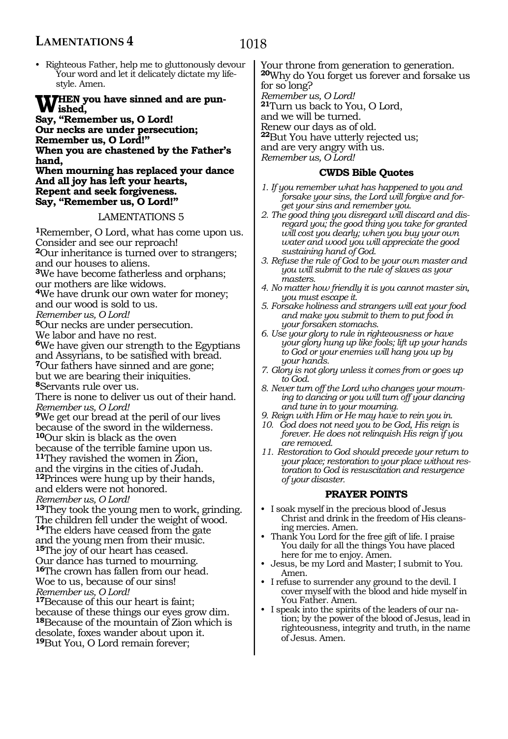- Righteous Father, help me to gluttonously devour Your word and let it delicately dictate my lifestyle. Amen.

**WHEN you have sinned and are punished,**
**Say, "Remember us, O Lord!**
**Our necks are under persecution;**
**Remember us, O Lord!"**
**When you are chastened by the Father's hand,**
**When mourning has replaced your dance**
**And all joy has left your hearts,**
**Repent and seek forgiveness.**
**Say, "Remember us, O Lord!"**

## LAMENTATIONS 5

**1**Remember, O Lord, what has come upon us.
Consider and see our reproach!
**2**Our inheritance is turned over to strangers;
and our houses to aliens.
**3**We have become fatherless and orphans;
our mothers are like widows.
**4**We have drunk our own water for money;
and our wood is sold to us.
*Remember us, O Lord!*
**5**Our necks are under persecution.
We labor and have no rest.
**6**We have given our strength to the Egyptians
and Assyrians, to be satisfied with bread.
**7**Our fathers have sinned and are gone;
but we are bearing their iniquities.
**8**Servants rule over us.
There is none to deliver us out of their hand.
*Remember us, O Lord!*
**9**We get our bread at the peril of our lives
because of the sword in the wilderness.
**10**Our skin is black as the oven
because of the terrible famine upon us.
**11**They ravished the women in Zion,
and the virgins in the cities of Judah.
**12**Princes were hung up by their hands,
and elders were not honored.
*Remember us, O Lord!*
**13**They took the young men to work, grinding.
The children fell under the weight of wood.
**14**The elders have ceased from the gate
and the young men from their music.
**15**The joy of our heart has ceased.
Our dance has turned to mourning.
**16**The crown has fallen from our head.
Woe to us, because of our sins!
*Remember us, O Lord!*
**17**Because of this our heart is faint;
because of these things our eyes grow dim.
**18**Because of the mountain of Zion which is
desolate, foxes wander about upon it.
**19**But You, O Lord remain forever;
Your throne from generation to generation.
**20**Why do You forget us forever and forsake us
for so long?
*Remember us, O Lord!*
**21**Turn us back to You, O Lord,
and we will be turned.
Renew our days as of old.
**22**But You have utterly rejected us;
and are very angry with us.
*Remember us, O Lord!*

### CWDS Bible Quotes

1. *If you remember what has happened to you and forsake your sins, the Lord will forgive and forget your sins and remember you.*
2. *The good thing you disregard will discard and disregard you; the good thing you take for granted will cost you dearly; when you buy your own water and wood you will appreciate the good sustaining hand of God.*
3. *Refuse the rule of God to be your own master and you will submit to the rule of slaves as your masters.*
4. *No matter how friendly it is you cannot master sin, you must escape it.*
5. *Forsake holiness and strangers will eat your food and make you submit to them to put food in your forsaken stomachs.*
6. *Use your glory to rule in righteousness or have your glory hung up like fools; lift up your hands to God or your enemies will hang you up by your hands.*
7. *Glory is not glory unless it comes from or goes up to God.*
8. *Never turn off the Lord who changes your mourning to dancing or you will turn off your dancing and tune in to your mourning.*
9. *Reign with Him or He may have to rein you in.*
10. *God does not need you to be God, His reign is forever. He does not relinquish His reign if you are removed.*
11. *Restoration to God should precede your return to your place; restoration to your place without restoration to God is resuscitation and resurgence of your disaster.*

### PRAYER POINTS

- I soak myself in the precious blood of Jesus Christ and drink in the freedom of His cleansing mercies. Amen.
- Thank You Lord for the free gift of life. I praise You daily for all the things You have placed here for me to enjoy. Amen.
- Jesus, be my Lord and Master; I submit to You. Amen.
- I refuse to surrender any ground to the devil. I cover myself with the blood and hide myself in You Father. Amen.
- I speak into the spirits of the leaders of our nation; by the power of the blood of Jesus, lead in righteousness, integrity and truth, in the name of Jesus. Amen.